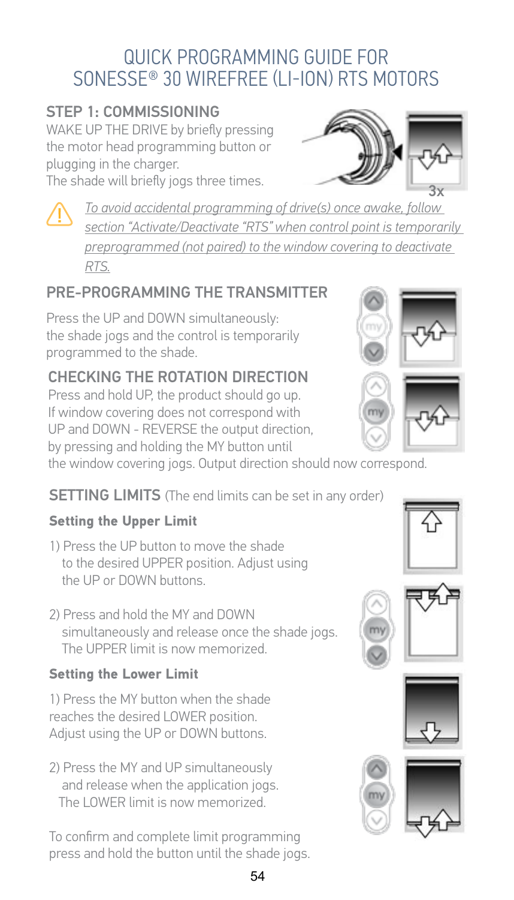// Quick Programming Guide — Sonesse 30 Wirefree (Li-Ion) RTS Motors (Page 1 of 6 transcription)

# QUICK PROGRAMMING GUIDE FOR SONESSE® 30 WIREFREE (LI-ION) RTS MOTORS

## STEP 1: COMMISSIONING

WAKE UP THE DRIVE by briefly pressing the motor head programming button or plugging in the charger.
The shade will briefly jogs three times.

3x

⚠ *To avoid accidental programming of drive(s) once awake, follow section "Activate/Deactivate "RTS" when control point is temporarily preprogrammed (not paired) to the window covering to deactivate RTS.*

## PRE-PROGRAMMING THE TRANSMITTER

Press the UP and DOWN simultaneously: the shade jogs and the control is temporarily programmed to the shade.

## CHECKING THE ROTATION DIRECTION

Press and hold UP, the product should go up. If window covering does not correspond with UP and DOWN - REVERSE the output direction, by pressing and holding the MY button until the window covering jogs. Output direction should now correspond.

## SETTING LIMITS (The end limits can be set in any order)

### Setting the Upper Limit

1) Press the UP button to move the shade to the desired UPPER position. Adjust using the UP or DOWN buttons.

2) Press and hold the MY and DOWN simultaneously and release once the shade jogs. The UPPER limit is now memorized.

### Setting the Lower Limit

1) Press the MY button when the shade reaches the desired LOWER position. Adjust using the UP or DOWN buttons.

2) Press the MY and UP simultaneously and release when the application jogs. The LOWER limit is now memorized.

To confirm and complete limit programming press and hold the button until the shade jogs.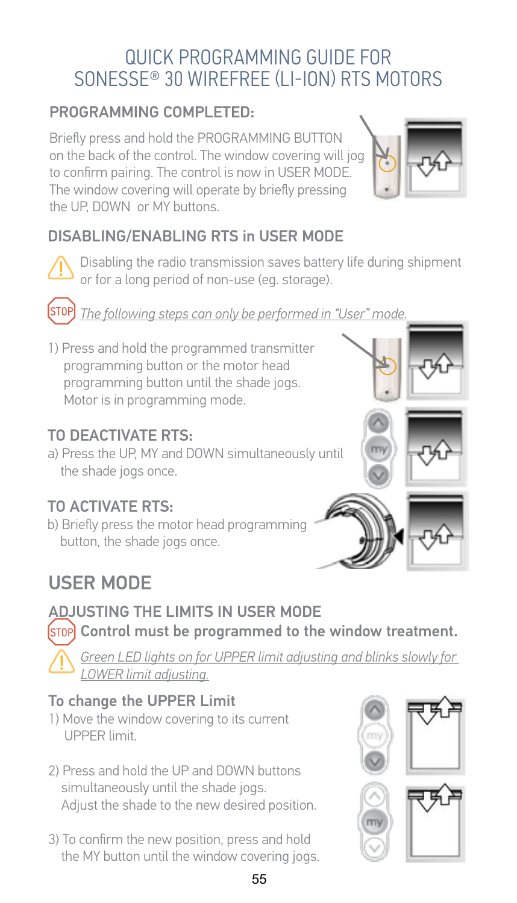# QUICK PROGRAMMING GUIDE FOR SONESSE® 30 WIREFREE (LI-ION) RTS MOTORS

## PROGRAMMING COMPLETED:

Briefly press and hold the PROGRAMMING BUTTON on the back of the control. The window covering will jog to confirm pairing. The control is now in USER MODE. The window covering will operate by briefly pressing the UP, DOWN or MY buttons.

## DISABLING/ENABLING RTS in USER MODE

Disabling the radio transmission saves battery life during shipment or for a long period of non-use (eg. storage).

STOP *The following steps can only be performed in "User" mode.*

1) Press and hold the programmed transmitter programming button or the motor head programming button until the shade jogs. Motor is in programming mode.

### TO DEACTIVATE RTS:

a) Press the UP, MY and DOWN simultaneously until the shade jogs once.

### TO ACTIVATE RTS:

b) Briefly press the motor head programming button, the shade jogs once.

# USER MODE

## ADJUSTING THE LIMITS IN USER MODE

STOP **Control must be programmed to the window treatment.**

*Green LED lights on for UPPER limit adjusting and blinks slowly for LOWER limit adjusting.*

### To change the UPPER Limit

1) Move the window covering to its current UPPER limit.

2) Press and hold the UP and DOWN buttons simultaneously until the shade jogs. Adjust the shade to the new desired position.

3) To confirm the new position, press and hold the MY button until the window covering jogs.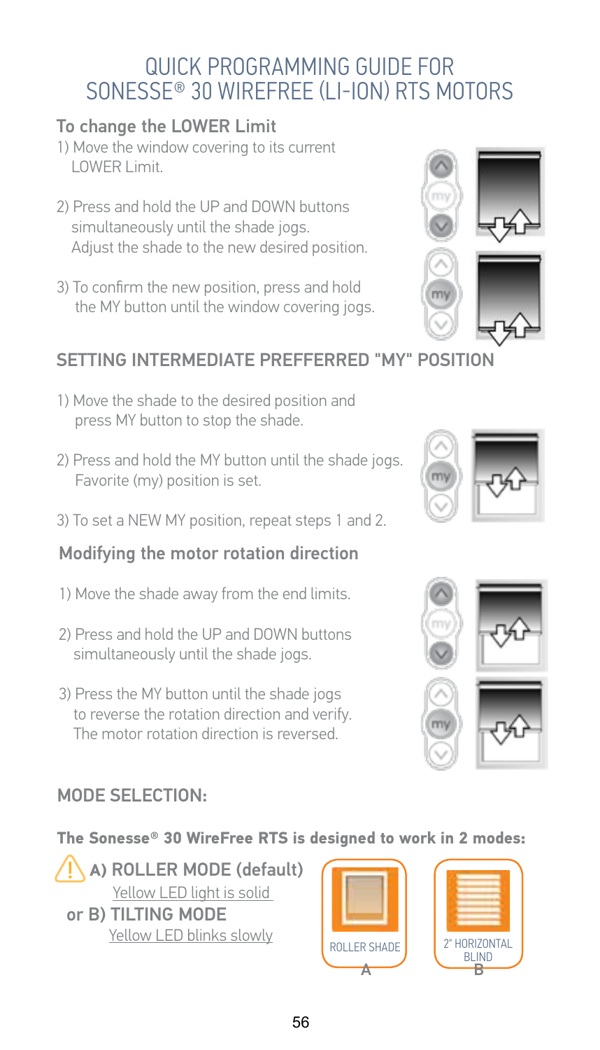# QUICK PROGRAMMING GUIDE FOR SONESSE® 30 WIREFREE (LI-ION) RTS MOTORS

## To change the LOWER Limit

1) Move the window covering to its current LOWER Limit.

2) Press and hold the UP and DOWN buttons simultaneously until the shade jogs. Adjust the shade to the new desired position.

3) To confirm the new position, press and hold the MY button until the window covering jogs.

## SETTING INTERMEDIATE PREFFERRED "MY" POSITION

1) Move the shade to the desired position and press MY button to stop the shade.

2) Press and hold the MY button until the shade jogs. Favorite (my) position is set.

3) To set a NEW MY position, repeat steps 1 and 2.

## Modifying the motor rotation direction

1) Move the shade away from the end limits.

2) Press and hold the UP and DOWN buttons simultaneously until the shade jogs.

3) Press the MY button until the shade jogs to reverse the rotation direction and verify. The motor rotation direction is reversed.

## MODE SELECTION:

**The Sonesse® 30 WireFree RTS is designed to work in 2 modes:**

**A) ROLLER MODE (default)**
Yellow LED light is solid

**or B) TILTING MODE**
Yellow LED blinks slowly

ROLLER SHADE
A

2" HORIZONTAL BLIND
B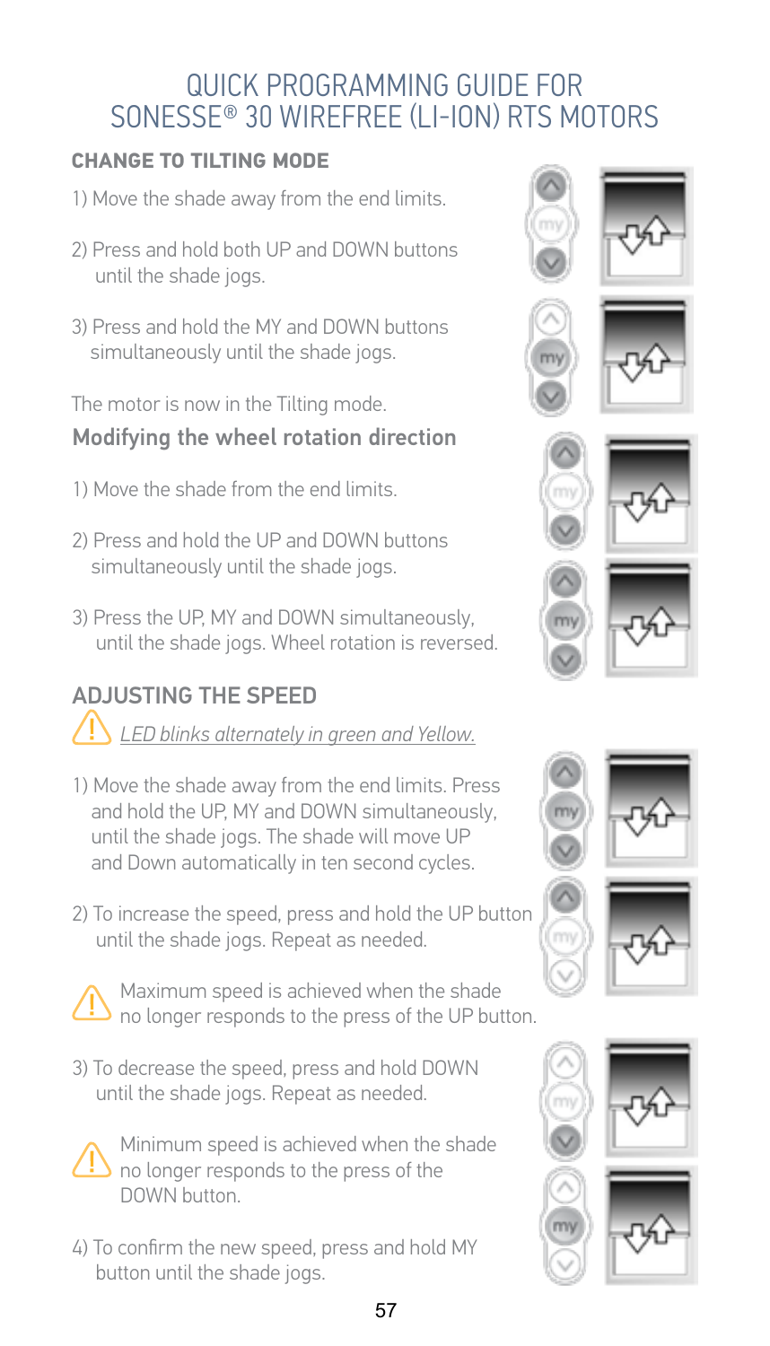# QUICK PROGRAMMING GUIDE FOR SONESSE® 30 WIREFREE (LI-ION) RTS MOTORS

## CHANGE TO TILTING MODE

1) Move the shade away from the end limits.

2) Press and hold both UP and DOWN buttons until the shade jogs.

3) Press and hold the MY and DOWN buttons simultaneously until the shade jogs.

The motor is now in the Tilting mode.

### Modifying the wheel rotation direction

1) Move the shade from the end limits.

2) Press and hold the UP and DOWN buttons simultaneously until the shade jogs.

3) Press the UP, MY and DOWN simultaneously, until the shade jogs. Wheel rotation is reversed.

## ADJUSTING THE SPEED

⚠ *LED blinks alternately in green and Yellow.*

1) Move the shade away from the end limits. Press and hold the UP, MY and DOWN simultaneously, until the shade jogs. The shade will move UP and Down automatically in ten second cycles.

2) To increase the speed, press and hold the UP button until the shade jogs. Repeat as needed.

⚠ Maximum speed is achieved when the shade no longer responds to the press of the UP button.

3) To decrease the speed, press and hold DOWN until the shade jogs. Repeat as needed.

⚠ Minimum speed is achieved when the shade no longer responds to the press of the DOWN button.

4) To confirm the new speed, press and hold MY button until the shade jogs.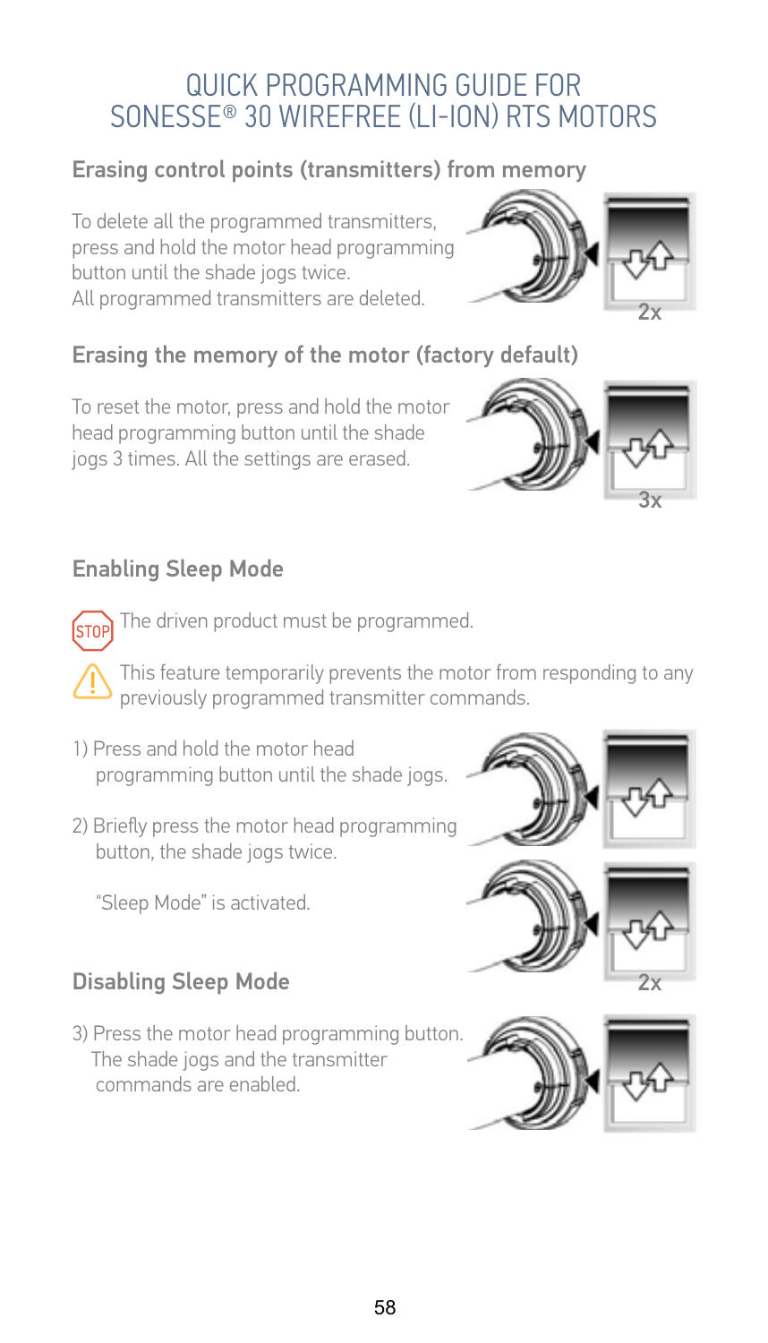# QUICK PROGRAMMING GUIDE FOR SONESSE® 30 WIREFREE (LI-ION) RTS MOTORS

## Erasing control points (transmitters) from memory

To delete all the programmed transmitters, press and hold the motor head programming button until the shade jogs twice.
All programmed transmitters are deleted.

2x

## Erasing the memory of the motor (factory default)

To reset the motor, press and hold the motor head programming button until the shade jogs 3 times. All the settings are erased.

3x

## Enabling Sleep Mode

STOP The driven product must be programmed.

⚠ This feature temporarily prevents the motor from responding to any previously programmed transmitter commands.

1) Press and hold the motor head programming button until the shade jogs.

2) Briefly press the motor head programming button, the shade jogs twice.

   "Sleep Mode" is activated.

2x

## Disabling Sleep Mode

3) Press the motor head programming button. The shade jogs and the transmitter commands are enabled.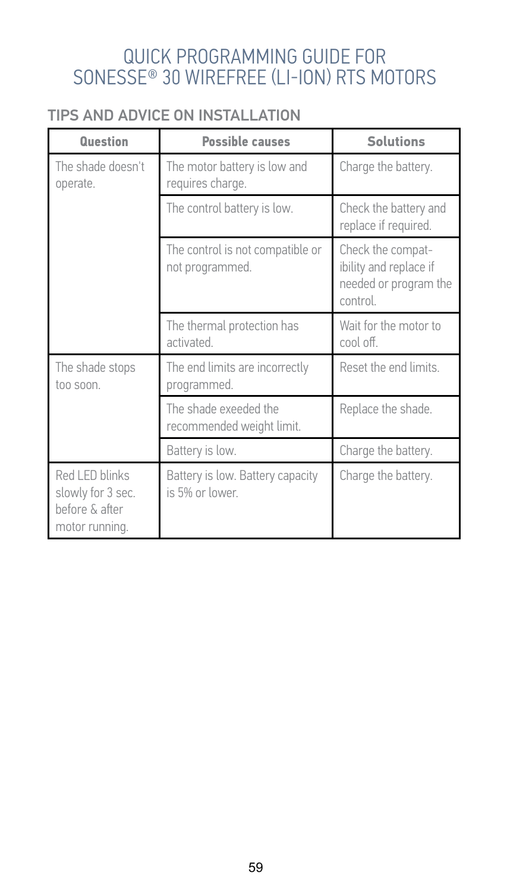# QUICK PROGRAMMING GUIDE FOR SONESSE® 30 WIREFREE (LI-ION) RTS MOTORS

## TIPS AND ADVICE ON INSTALLATION

| Question | Possible causes | Solutions |
|---|---|---|
| The shade doesn't operate. | The motor battery is low and requires charge. | Charge the battery. |
| | The control battery is low. | Check the battery and replace if required. |
| | The control is not compatible or not programmed. | Check the compat-ibility and replace if needed or program the control. |
| | The thermal protection has activated. | Wait for the motor to cool off. |
| The shade stops too soon. | The end limits are incorrectly programmed. | Reset the end limits. |
| | The shade exeeded the recommended weight limit. | Replace the shade. |
| | Battery is low. | Charge the battery. |
| Red LED blinks slowly for 3 sec. before & after motor running. | Battery is low. Battery capacity is 5% or lower. | Charge the battery. |